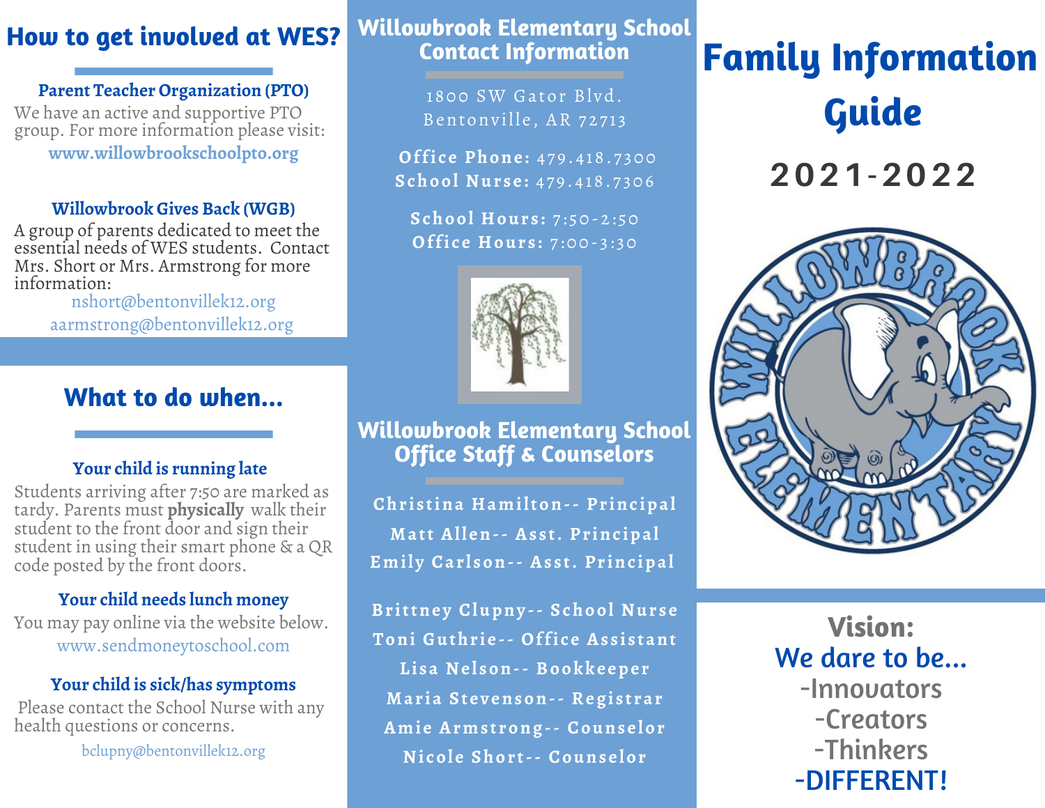# Family Information Guide

## 2021-2022

**Vision:**
We dare to be...
-Innovators
-Creators
-Thinkers
-DIFFERENT!

## Willowbrook Elementary School Contact Information

1800 SW Gator Blvd.
Bentonville, AR 72713

**Office Phone:** 479.418.7300
**School Nurse:** 479.418.7306

**School Hours:** 7:50-2:50
**Office Hours:** 7:00-3:30

## Willowbrook Elementary School Office Staff & Counselors

Christina Hamilton-- Principal
Matt Allen-- Asst. Principal
Emily Carlson-- Asst. Principal

Brittney Clupny-- School Nurse
Toni Guthrie-- Office Assistant
Lisa Nelson-- Bookkeeper
Maria Stevenson-- Registrar
Amie Armstrong-- Counselor
Nicole Short-- Counselor

## How to get involved at WES?

### Parent Teacher Organization (PTO)

We have an active and supportive PTO group. For more information please visit:

www.willowbrookschoolpto.org

### Willowbrook Gives Back (WGB)

A group of parents dedicated to meet the essential needs of WES students. Contact Mrs. Short or Mrs. Armstrong for more information:

nshort@bentonvillek12.org
aarmstrong@bentonvillek12.org

## What to do when...

### Your child is running late

Students arriving after 7:50 are marked as tardy. Parents must **physically** walk their student to the front door and sign their student in using their smart phone & a QR code posted by the front doors.

### Your child needs lunch money

You may pay online via the website below.

www.sendmoneytoschool.com

### Your child is sick/has symptoms

Please contact the School Nurse with any health questions or concerns.

bclupny@bentonvillek12.org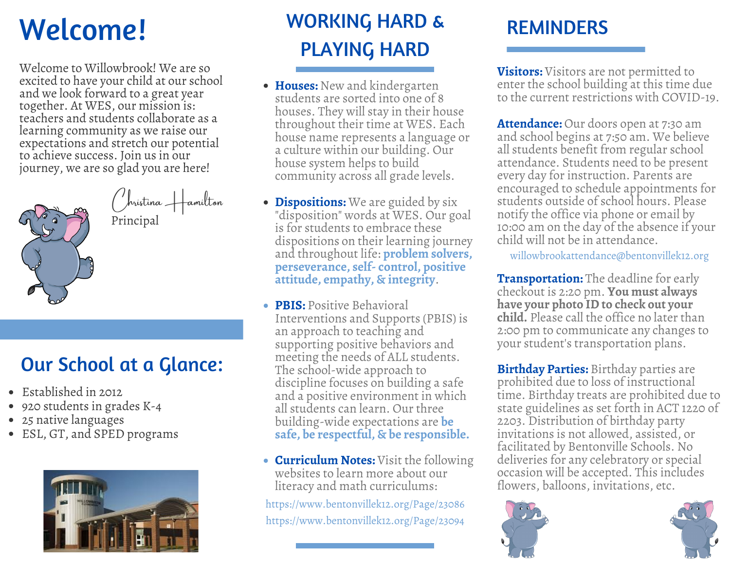# Welcome!

Welcome to Willowbrook! We are so excited to have your child at our school and we look forward to a great year together. At WES, our mission is: teachers and students collaborate as a learning community as we raise our expectations and stretch our potential to achieve success. Join us in our journey, we are so glad you are here!

Christina Hamilton
Principal

## Our School at a Glance:

- Established in 2012
- 920 students in grades K-4
- 25 native languages
- ESL, GT, and SPED programs

## WORKING HARD & PLAYING HARD

- **Houses:** New and kindergarten students are sorted into one of 8 houses. They will stay in their house throughout their time at WES. Each house name represents a language or a culture within our building. Our house system helps to build community across all grade levels.
- **Dispositions:** We are guided by six "disposition" words at WES. Our goal is for students to embrace these dispositions on their learning journey and throughout life: **problem solvers, perseverance, self- control, positive attitude, empathy, & integrity**.
- **PBIS:** Positive Behavioral Interventions and Supports (PBIS) is an approach to teaching and supporting positive behaviors and meeting the needs of ALL students. The school-wide approach to discipline focuses on building a safe and a positive environment in which all students can learn. Our three building-wide expectations are **be safe, be respectful, & be responsible.**
- **Curriculum Notes:** Visit the following websites to learn more about our literacy and math curriculums:

https://www.bentonvillek12.org/Page/23086
https://www.bentonvillek12.org/Page/23094

## REMINDERS

**Visitors:** Visitors are not permitted to enter the school building at this time due to the current restrictions with COVID-19.

**Attendance:** Our doors open at 7:30 am and school begins at 7:50 am. We believe all students benefit from regular school attendance. Students need to be present every day for instruction. Parents are encouraged to schedule appointments for students outside of school hours. Please notify the office via phone or email by 10:00 am on the day of the absence if your child will not be in attendance.

willowbrookattendance@bentonvillek12.org

**Transportation:** The deadline for early checkout is 2:20 pm. **You must always have your photo ID to check out your child.** Please call the office no later than 2:00 pm to communicate any changes to your student's transportation plans.

**Birthday Parties:** Birthday parties are prohibited due to loss of instructional time. Birthday treats are prohibited due to state guidelines as set forth in ACT 1220 of 2203. Distribution of birthday party invitations is not allowed, assisted, or facilitated by Bentonville Schools. No deliveries for any celebratory or special occasion will be accepted. This includes flowers, balloons, invitations, etc.